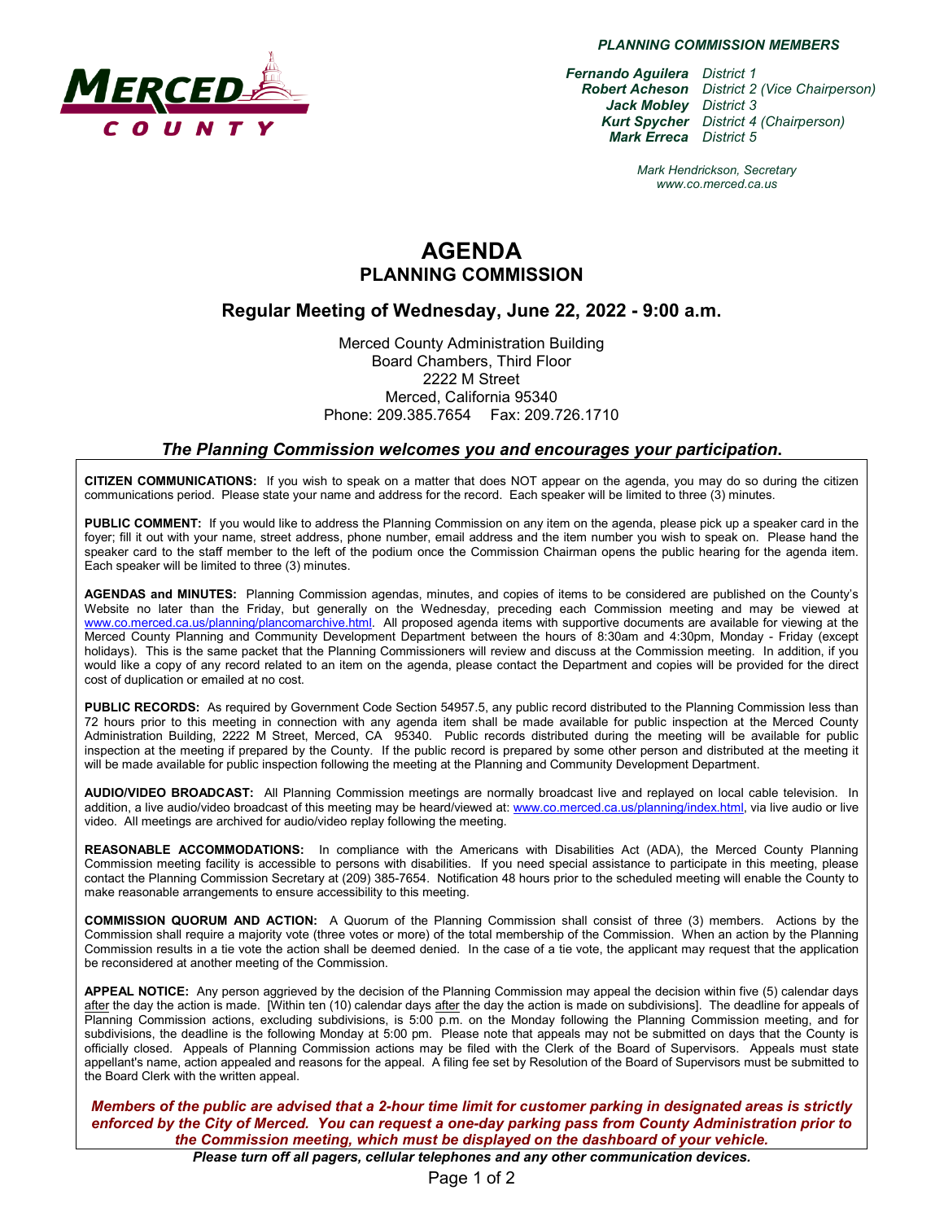**MERCED COUNTY**

***PLANNING COMMISSION MEMBERS***

***Fernando Aguilera*** *District 1*
***Robert Acheson*** *District 2 (Vice Chairperson)*
***Jack Mobley*** *District 3*
***Kurt Spycher*** *District 4 (Chairperson)*
***Mark Erreca*** *District 5*

*Mark Hendrickson, Secretary*
*www.co.merced.ca.us*

# AGENDA
## PLANNING COMMISSION

### Regular Meeting of Wednesday, June 22, 2022 - 9:00 a.m.

Merced County Administration Building
Board Chambers, Third Floor
2222 M Street
Merced, California 95340
Phone: 209.385.7654 Fax: 209.726.1710

### *The Planning Commission welcomes you and encourages your participation.*

**CITIZEN COMMUNICATIONS:** If you wish to speak on a matter that does NOT appear on the agenda, you may do so during the citizen communications period. Please state your name and address for the record. Each speaker will be limited to three (3) minutes.

**PUBLIC COMMENT:** If you would like to address the Planning Commission on any item on the agenda, please pick up a speaker card in the foyer; fill it out with your name, street address, phone number, email address and the item number you wish to speak on. Please hand the speaker card to the staff member to the left of the podium once the Commission Chairman opens the public hearing for the agenda item. Each speaker will be limited to three (3) minutes.

**AGENDAS and MINUTES:** Planning Commission agendas, minutes, and copies of items to be considered are published on the County's Website no later than the Friday, but generally on the Wednesday, preceding each Commission meeting and may be viewed at www.co.merced.ca.us/planning/plancomarchive.html. All proposed agenda items with supportive documents are available for viewing at the Merced County Planning and Community Development Department between the hours of 8:30am and 4:30pm, Monday - Friday (except holidays). This is the same packet that the Planning Commissioners will review and discuss at the Commission meeting. In addition, if you would like a copy of any record related to an item on the agenda, please contact the Department and copies will be provided for the direct cost of duplication or emailed at no cost.

**PUBLIC RECORDS:** As required by Government Code Section 54957.5, any public record distributed to the Planning Commission less than 72 hours prior to this meeting in connection with any agenda item shall be made available for public inspection at the Merced County Administration Building, 2222 M Street, Merced, CA 95340. Public records distributed during the meeting will be available for public inspection at the meeting if prepared by the County. If the public record is prepared by some other person and distributed at the meeting it will be made available for public inspection following the meeting at the Planning and Community Development Department.

**AUDIO/VIDEO BROADCAST:** All Planning Commission meetings are normally broadcast live and replayed on local cable television. In addition, a live audio/video broadcast of this meeting may be heard/viewed at: www.co.merced.ca.us/planning/index.html, via live audio or live video. All meetings are archived for audio/video replay following the meeting.

**REASONABLE ACCOMMODATIONS:** In compliance with the Americans with Disabilities Act (ADA), the Merced County Planning Commission meeting facility is accessible to persons with disabilities. If you need special assistance to participate in this meeting, please contact the Planning Commission Secretary at (209) 385-7654. Notification 48 hours prior to the scheduled meeting will enable the County to make reasonable arrangements to ensure accessibility to this meeting.

**COMMISSION QUORUM AND ACTION:** A Quorum of the Planning Commission shall consist of three (3) members. Actions by the Commission shall require a majority vote (three votes or more) of the total membership of the Commission. When an action by the Planning Commission results in a tie vote the action shall be deemed denied. In the case of a tie vote, the applicant may request that the application be reconsidered at another meeting of the Commission.

**APPEAL NOTICE:** Any person aggrieved by the decision of the Planning Commission may appeal the decision within five (5) calendar days after the day the action is made. [Within ten (10) calendar days after the day the action is made on subdivisions]. The deadline for appeals of Planning Commission actions, excluding subdivisions, is 5:00 p.m. on the Monday following the Planning Commission meeting, and for subdivisions, the deadline is the following Monday at 5:00 pm. Please note that appeals may not be submitted on days that the County is officially closed. Appeals of Planning Commission actions may be filed with the Clerk of the Board of Supervisors. Appeals must state appellant's name, action appealed and reasons for the appeal. A filing fee set by Resolution of the Board of Supervisors must be submitted to the Board Clerk with the written appeal.

***Members of the public are advised that a 2-hour time limit for customer parking in designated areas is strictly enforced by the City of Merced. You can request a one-day parking pass from County Administration prior to the Commission meeting, which must be displayed on the dashboard of your vehicle.***

***Please turn off all pagers, cellular telephones and any other communication devices.***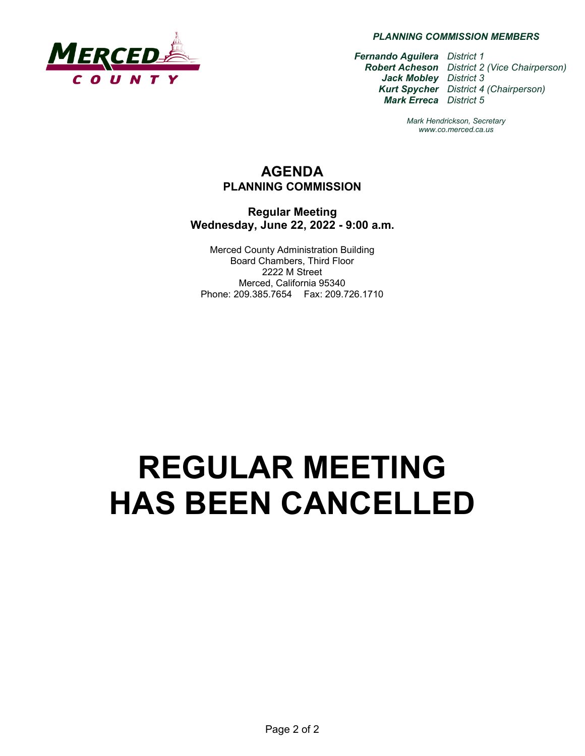***PLANNING COMMISSION MEMBERS***

| | |
|---|---|
| ***Fernando Aguilera*** | *District 1* |
| ***Robert Acheson*** | *District 2 (Vice Chairperson)* |
| ***Jack Mobley*** | *District 3* |
| ***Kurt Spycher*** | *District 4 (Chairperson)* |
| ***Mark Erreca*** | *District 5* |

*Mark Hendrickson, Secretary*
*www.co.merced.ca.us*

# AGENDA
## PLANNING COMMISSION

**Regular Meeting**
**Wednesday, June 22, 2022 - 9:00 a.m.**

Merced County Administration Building
Board Chambers, Third Floor
2222 M Street
Merced, California 95340
Phone: 209.385.7654 Fax: 209.726.1710

# REGULAR MEETING HAS BEEN CANCELLED